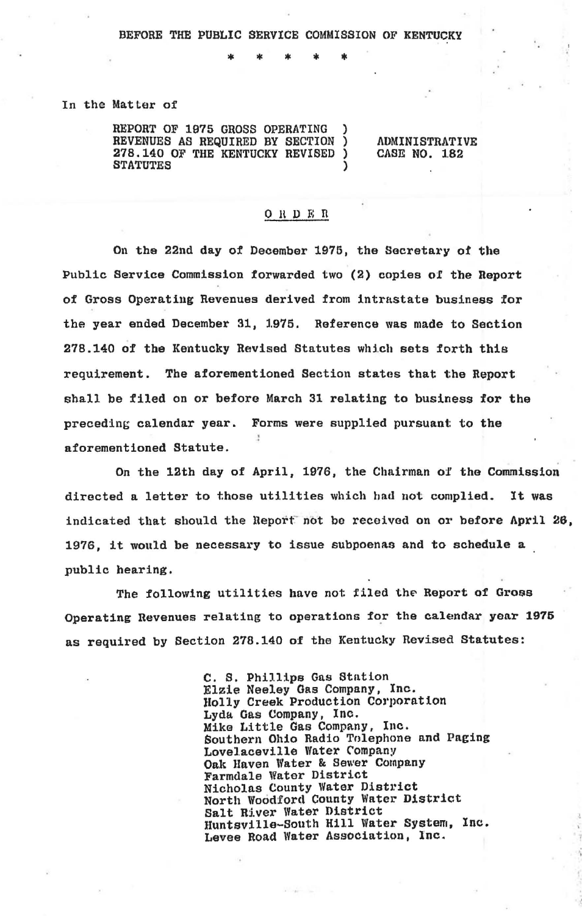BEFORE THE PUBLIC SERVICE COMMISSION OF KENTUCKY

\* \* \* \* \*

In the Matter of

| | |
|---|---|
| REPORT OF 1975 GROSS OPERATING REVENUES AS REQUIRED BY SECTION 278.140 OF THE KENTUCKY REVISED STATUTES | ADMINISTRATIVE CASE NO. 182 |

## O R D E R

On the 22nd day of December 1975, the Secretary of the Public Service Commission forwarded two (2) copies of the Report of Gross Operating Revenues derived from intrastate business for the year ended December 31, 1975. Reference was made to Section 278.140 of the Kentucky Revised Statutes which sets forth this requirement. The aforementioned Section states that the Report shall be filed on or before March 31 relating to business for the preceding calendar year. Forms were supplied pursuant to the aforementioned Statute.

On the 12th day of April, 1976, the Chairman of the Commission directed a letter to those utilities which had not complied. It was indicated that should the Report not be received on or before April 26, 1976, it would be necessary to issue subpoenas and to schedule a public hearing.

The following utilities have not filed the Report of Gross Operating Revenues relating to operations for the calendar year 1975 as required by Section 278.140 of the Kentucky Revised Statutes:

C. S. Phillips Gas Station
Elzie Neeley Gas Company, Inc.
Holly Creek Production Corporation
Lyda Gas Company, Inc.
Mike Little Gas Company, Inc.
Southern Ohio Radio Telephone and Paging
Lovelaceville Water Company
Oak Haven Water & Sewer Company
Farmdale Water District
Nicholas County Water District
North Woodford County Water District
Salt River Water District
Huntsville-South Hill Water System, Inc.
Levee Road Water Association, Inc.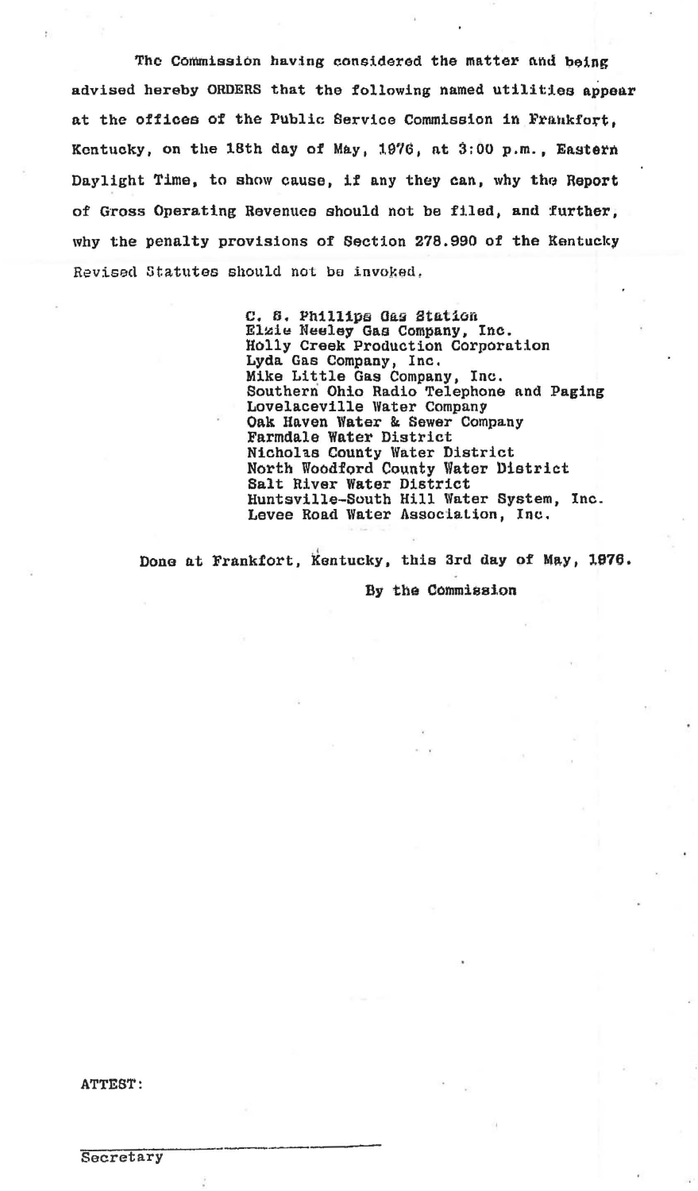The Commission having considered the matter and being advised hereby ORDERS that the following named utilities appear at the offices of the Public Service Commission in Frankfort, Kentucky, on the 18th day of May, 1976, at 3:00 p.m., Eastern Daylight Time, to show cause, if any they can, why the Report of Gross Operating Revenues should not be filed, and further, why the penalty provisions of Section 278.990 of the Kentucky Revised Statutes should not be invoked.

C. S. Phillips Gas Station  
Elzie Neeley Gas Company, Inc.  
Holly Creek Production Corporation  
Lyda Gas Company, Inc.  
Mike Little Gas Company, Inc.  
Southern Ohio Radio Telephone and Paging  
Lovelaceville Water Company  
Oak Haven Water & Sewer Company  
Farmdale Water District  
Nicholas County Water District  
North Woodford County Water District  
Salt River Water District  
Huntsville-South Hill Water System, Inc.  
Levee Road Water Association, Inc.

Done at Frankfort, Kentucky, this 3rd day of May, 1976.

By the Commission

ATTEST:

Secretary